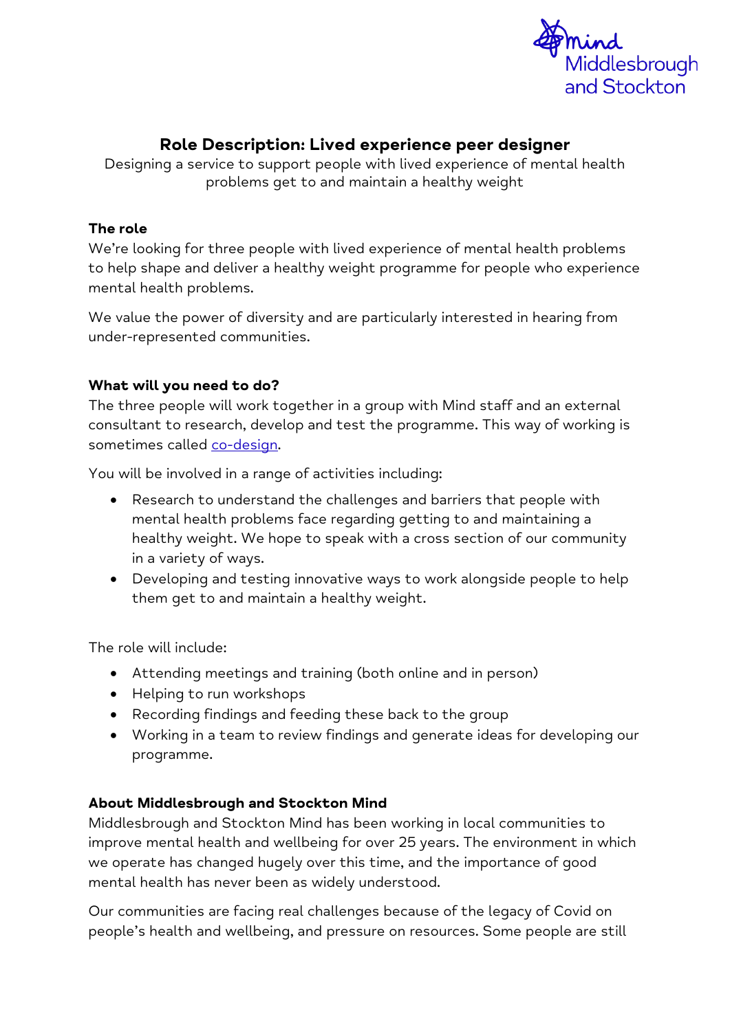# Role Description: Lived experience peer designer

Designing a service to support people with lived experience of mental health problems get to and maintain a healthy weight

### The role

We're looking for three people with lived experience of mental health problems to help shape and deliver a healthy weight programme for people who experience mental health problems.

We value the power of diversity and are particularly interested in hearing from under-represented communities.

### What will you need to do?

The three people will work together in a group with Mind staff and an external consultant to research, develop and test the programme. This way of working is sometimes called co-design.

You will be involved in a range of activities including:

- Research to understand the challenges and barriers that people with mental health problems face regarding getting to and maintaining a healthy weight. We hope to speak with a cross section of our community in a variety of ways.
- Developing and testing innovative ways to work alongside people to help them get to and maintain a healthy weight.

The role will include:

- Attending meetings and training (both online and in person)
- Helping to run workshops
- Recording findings and feeding these back to the group
- Working in a team to review findings and generate ideas for developing our programme.

### About Middlesbrough and Stockton Mind

Middlesbrough and Stockton Mind has been working in local communities to improve mental health and wellbeing for over 25 years. The environment in which we operate has changed hugely over this time, and the importance of good mental health has never been as widely understood.

Our communities are facing real challenges because of the legacy of Covid on people's health and wellbeing, and pressure on resources. Some people are still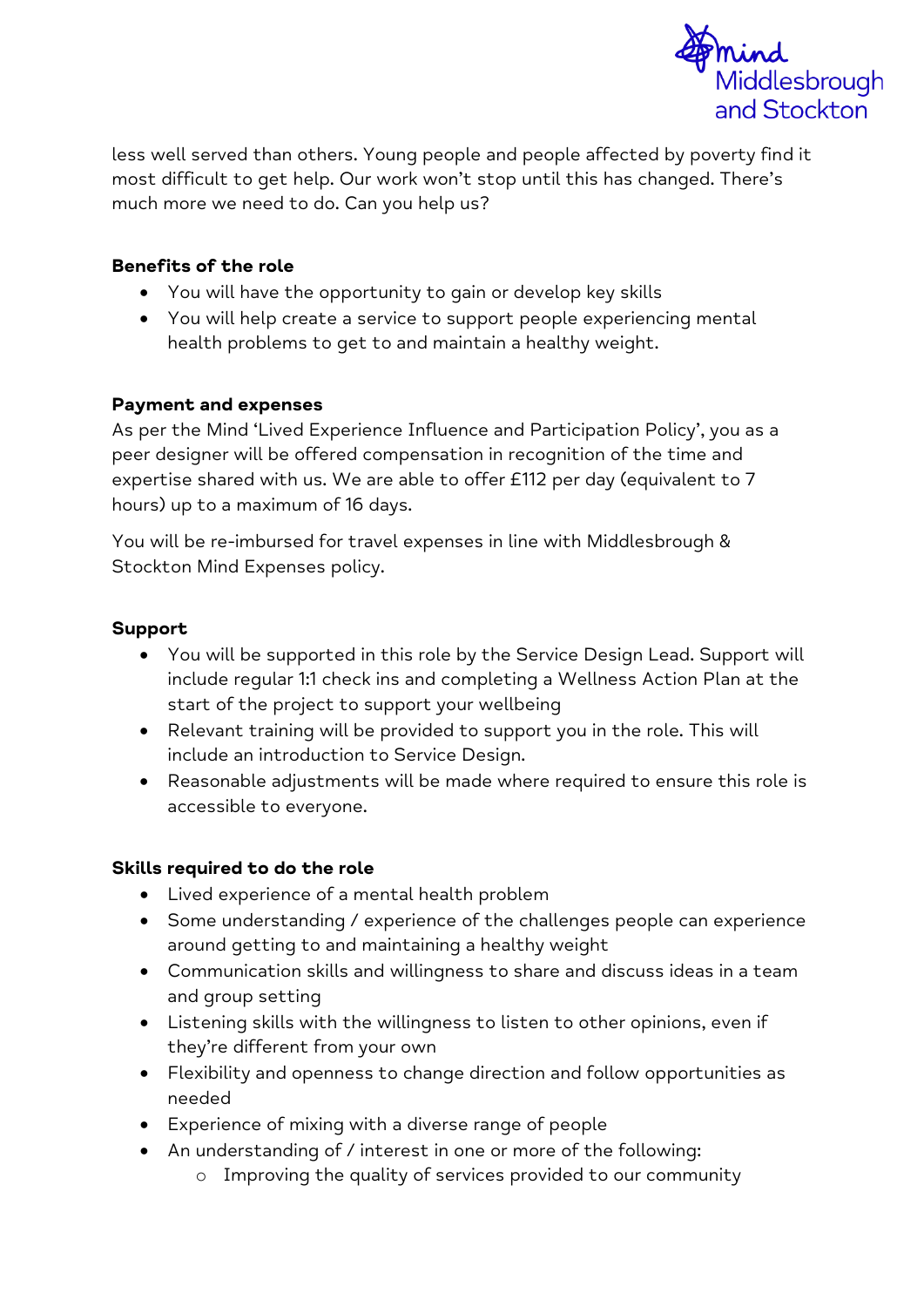less well served than others. Young people and people affected by poverty find it most difficult to get help. Our work won't stop until this has changed. There's much more we need to do. Can you help us?

**Benefits of the role**

- You will have the opportunity to gain or develop key skills
- You will help create a service to support people experiencing mental health problems to get to and maintain a healthy weight.

**Payment and expenses**

As per the Mind 'Lived Experience Influence and Participation Policy', you as a peer designer will be offered compensation in recognition of the time and expertise shared with us. We are able to offer £112 per day (equivalent to 7 hours) up to a maximum of 16 days.

You will be re-imbursed for travel expenses in line with Middlesbrough & Stockton Mind Expenses policy.

**Support**

- You will be supported in this role by the Service Design Lead. Support will include regular 1:1 check ins and completing a Wellness Action Plan at the start of the project to support your wellbeing
- Relevant training will be provided to support you in the role. This will include an introduction to Service Design.
- Reasonable adjustments will be made where required to ensure this role is accessible to everyone.

**Skills required to do the role**

- Lived experience of a mental health problem
- Some understanding / experience of the challenges people can experience around getting to and maintaining a healthy weight
- Communication skills and willingness to share and discuss ideas in a team and group setting
- Listening skills with the willingness to listen to other opinions, even if they're different from your own
- Flexibility and openness to change direction and follow opportunities as needed
- Experience of mixing with a diverse range of people
- An understanding of / interest in one or more of the following:
  - Improving the quality of services provided to our community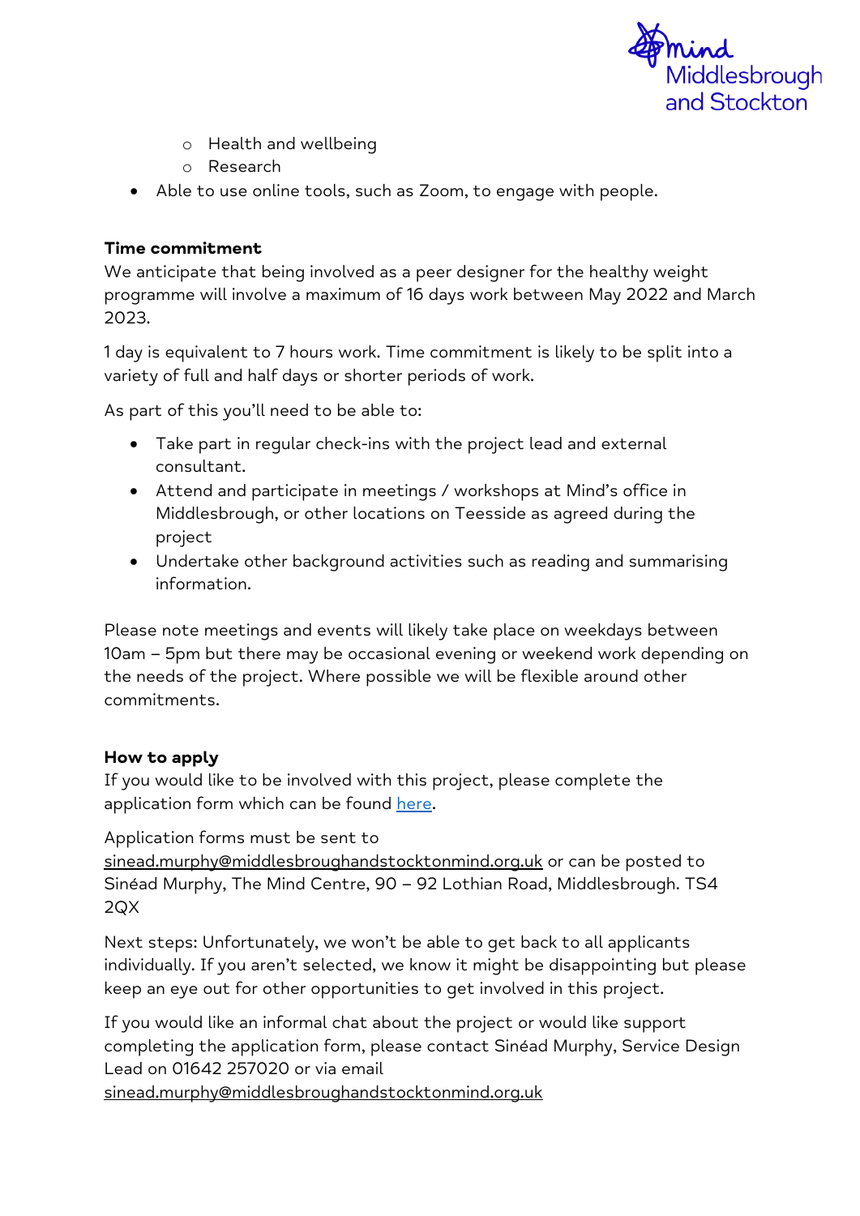- Health and wellbeing
  - Research
- Able to use online tools, such as Zoom, to engage with people.

**Time commitment**

We anticipate that being involved as a peer designer for the healthy weight programme will involve a maximum of 16 days work between May 2022 and March 2023.

1 day is equivalent to 7 hours work. Time commitment is likely to be split into a variety of full and half days or shorter periods of work.

As part of this you'll need to be able to:

- Take part in regular check-ins with the project lead and external consultant.
- Attend and participate in meetings / workshops at Mind's office in Middlesbrough, or other locations on Teesside as agreed during the project
- Undertake other background activities such as reading and summarising information.

Please note meetings and events will likely take place on weekdays between 10am – 5pm but there may be occasional evening or weekend work depending on the needs of the project. Where possible we will be flexible around other commitments.

**How to apply**

If you would like to be involved with this project, please complete the application form which can be found here.

Application forms must be sent to sinead.murphy@middlesbroughandstocktonmind.org.uk or can be posted to Sinéad Murphy, The Mind Centre, 90 – 92 Lothian Road, Middlesbrough. TS4 2QX

Next steps: Unfortunately, we won't be able to get back to all applicants individually. If you aren't selected, we know it might be disappointing but please keep an eye out for other opportunities to get involved in this project.

If you would like an informal chat about the project or would like support completing the application form, please contact Sinéad Murphy, Service Design Lead on 01642 257020 or via email sinead.murphy@middlesbroughandstocktonmind.org.uk